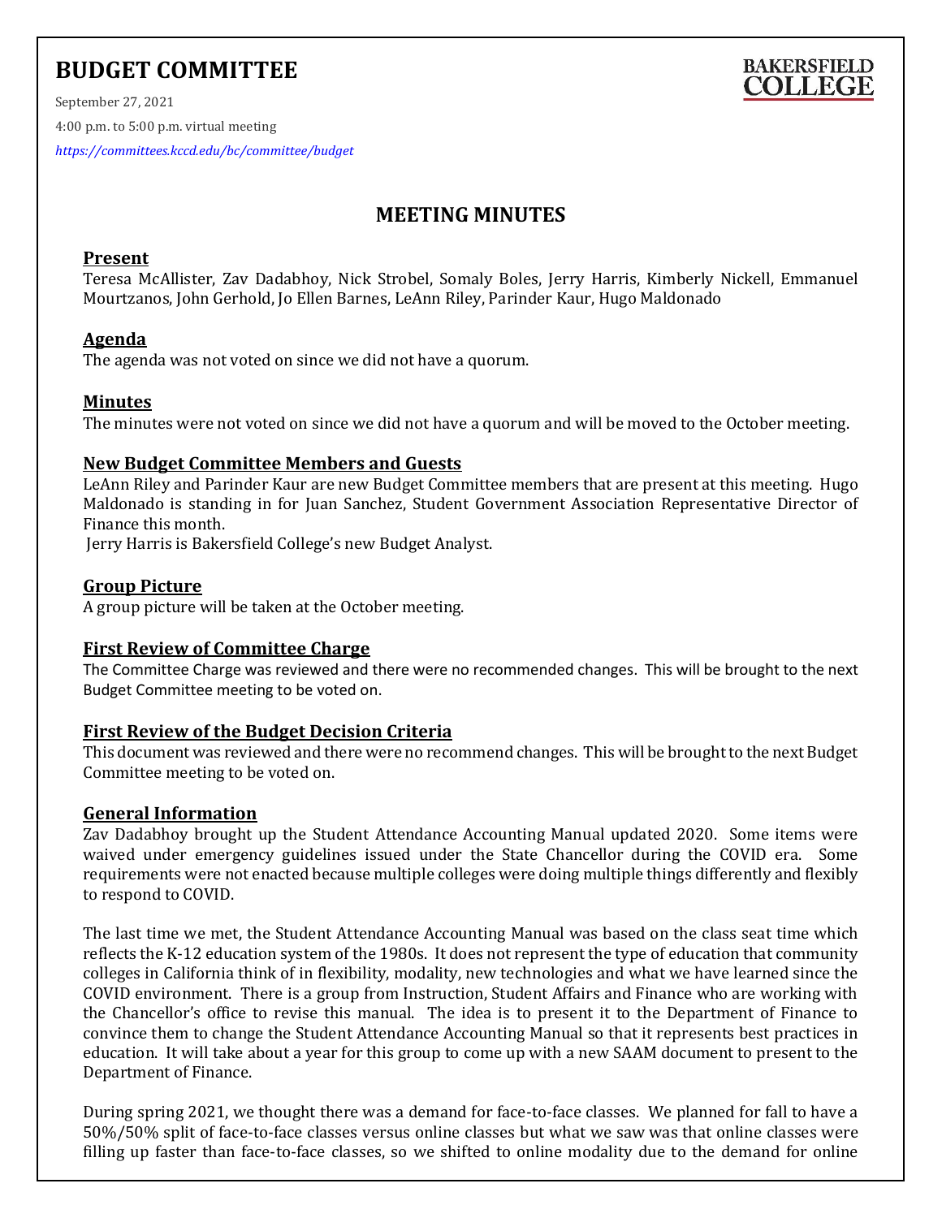# BUDGET COMMITTEE

BAKERSFIELD COLLEGE

September 27, 2021

4:00 p.m. to 5:00 p.m. virtual meeting

*https://committees.kccd.edu/bc/committee/budget*

## MEETING MINUTES

### Present

Teresa McAllister, Zav Dadabhoy, Nick Strobel, Somaly Boles, Jerry Harris, Kimberly Nickell, Emmanuel Mourtzanos, John Gerhold, Jo Ellen Barnes, LeAnn Riley, Parinder Kaur, Hugo Maldonado

### Agenda

The agenda was not voted on since we did not have a quorum.

### Minutes

The minutes were not voted on since we did not have a quorum and will be moved to the October meeting.

### New Budget Committee Members and Guests

LeAnn Riley and Parinder Kaur are new Budget Committee members that are present at this meeting. Hugo Maldonado is standing in for Juan Sanchez, Student Government Association Representative Director of Finance this month.

Jerry Harris is Bakersfield College's new Budget Analyst.

### Group Picture

A group picture will be taken at the October meeting.

### First Review of Committee Charge

The Committee Charge was reviewed and there were no recommended changes. This will be brought to the next Budget Committee meeting to be voted on.

### First Review of the Budget Decision Criteria

This document was reviewed and there were no recommend changes. This will be brought to the next Budget Committee meeting to be voted on.

### General Information

Zav Dadabhoy brought up the Student Attendance Accounting Manual updated 2020. Some items were waived under emergency guidelines issued under the State Chancellor during the COVID era. Some requirements were not enacted because multiple colleges were doing multiple things differently and flexibly to respond to COVID.

The last time we met, the Student Attendance Accounting Manual was based on the class seat time which reflects the K-12 education system of the 1980s. It does not represent the type of education that community colleges in California think of in flexibility, modality, new technologies and what we have learned since the COVID environment. There is a group from Instruction, Student Affairs and Finance who are working with the Chancellor's office to revise this manual. The idea is to present it to the Department of Finance to convince them to change the Student Attendance Accounting Manual so that it represents best practices in education. It will take about a year for this group to come up with a new SAAM document to present to the Department of Finance.

During spring 2021, we thought there was a demand for face-to-face classes. We planned for fall to have a 50%/50% split of face-to-face classes versus online classes but what we saw was that online classes were filling up faster than face-to-face classes, so we shifted to online modality due to the demand for online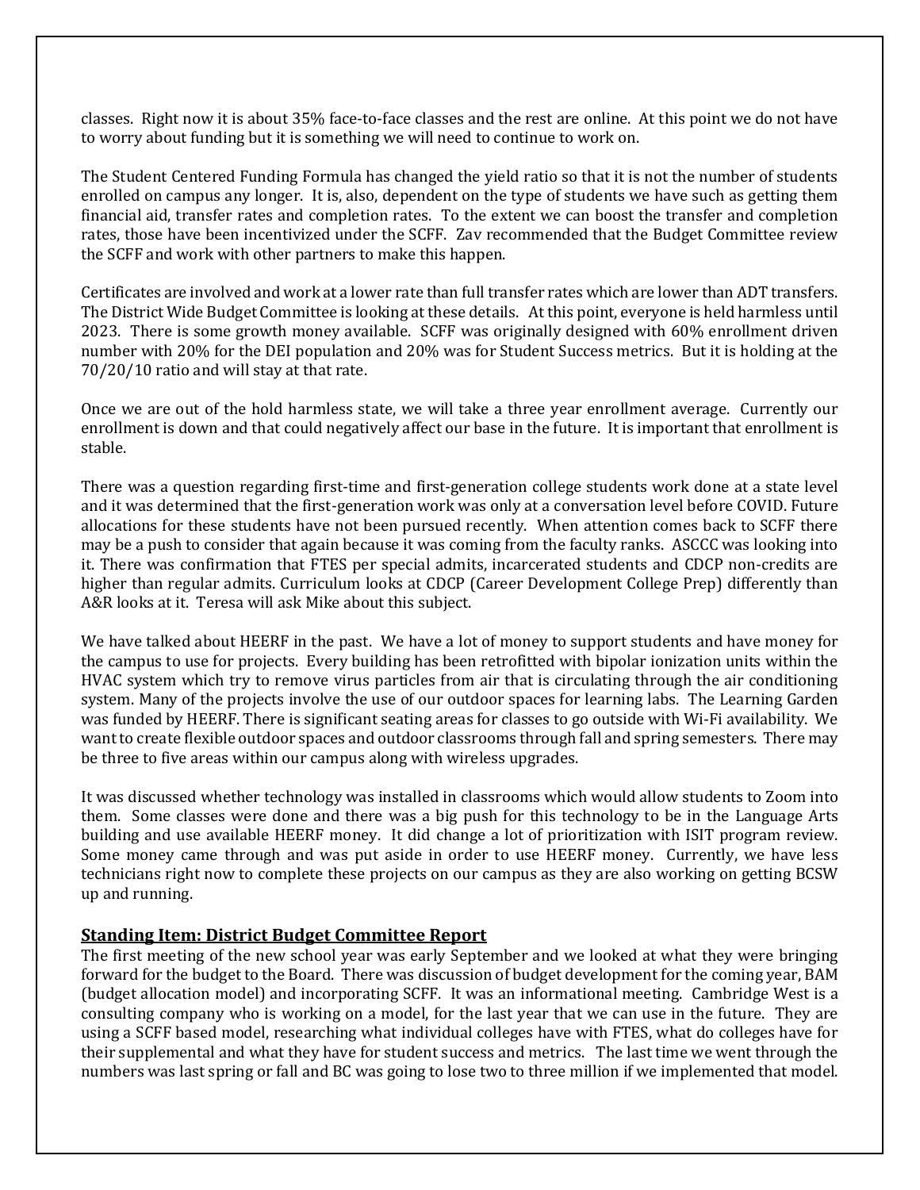classes. Right now it is about 35% face-to-face classes and the rest are online. At this point we do not have to worry about funding but it is something we will need to continue to work on.

The Student Centered Funding Formula has changed the yield ratio so that it is not the number of students enrolled on campus any longer. It is, also, dependent on the type of students we have such as getting them financial aid, transfer rates and completion rates. To the extent we can boost the transfer and completion rates, those have been incentivized under the SCFF. Zav recommended that the Budget Committee review the SCFF and work with other partners to make this happen.

Certificates are involved and work at a lower rate than full transfer rates which are lower than ADT transfers. The District Wide Budget Committee is looking at these details. At this point, everyone is held harmless until 2023. There is some growth money available. SCFF was originally designed with 60% enrollment driven number with 20% for the DEI population and 20% was for Student Success metrics. But it is holding at the 70/20/10 ratio and will stay at that rate.

Once we are out of the hold harmless state, we will take a three year enrollment average. Currently our enrollment is down and that could negatively affect our base in the future. It is important that enrollment is stable.

There was a question regarding first-time and first-generation college students work done at a state level and it was determined that the first-generation work was only at a conversation level before COVID. Future allocations for these students have not been pursued recently. When attention comes back to SCFF there may be a push to consider that again because it was coming from the faculty ranks. ASCCC was looking into it. There was confirmation that FTES per special admits, incarcerated students and CDCP non-credits are higher than regular admits. Curriculum looks at CDCP (Career Development College Prep) differently than A&R looks at it. Teresa will ask Mike about this subject.

We have talked about HEERF in the past. We have a lot of money to support students and have money for the campus to use for projects. Every building has been retrofitted with bipolar ionization units within the HVAC system which try to remove virus particles from air that is circulating through the air conditioning system. Many of the projects involve the use of our outdoor spaces for learning labs. The Learning Garden was funded by HEERF. There is significant seating areas for classes to go outside with Wi-Fi availability. We want to create flexible outdoor spaces and outdoor classrooms through fall and spring semesters. There may be three to five areas within our campus along with wireless upgrades.

It was discussed whether technology was installed in classrooms which would allow students to Zoom into them. Some classes were done and there was a big push for this technology to be in the Language Arts building and use available HEERF money. It did change a lot of prioritization with ISIT program review. Some money came through and was put aside in order to use HEERF money. Currently, we have less technicians right now to complete these projects on our campus as they are also working on getting BCSW up and running.

## Standing Item: District Budget Committee Report

The first meeting of the new school year was early September and we looked at what they were bringing forward for the budget to the Board. There was discussion of budget development for the coming year, BAM (budget allocation model) and incorporating SCFF. It was an informational meeting. Cambridge West is a consulting company who is working on a model, for the last year that we can use in the future. They are using a SCFF based model, researching what individual colleges have with FTES, what do colleges have for their supplemental and what they have for student success and metrics. The last time we went through the numbers was last spring or fall and BC was going to lose two to three million if we implemented that model.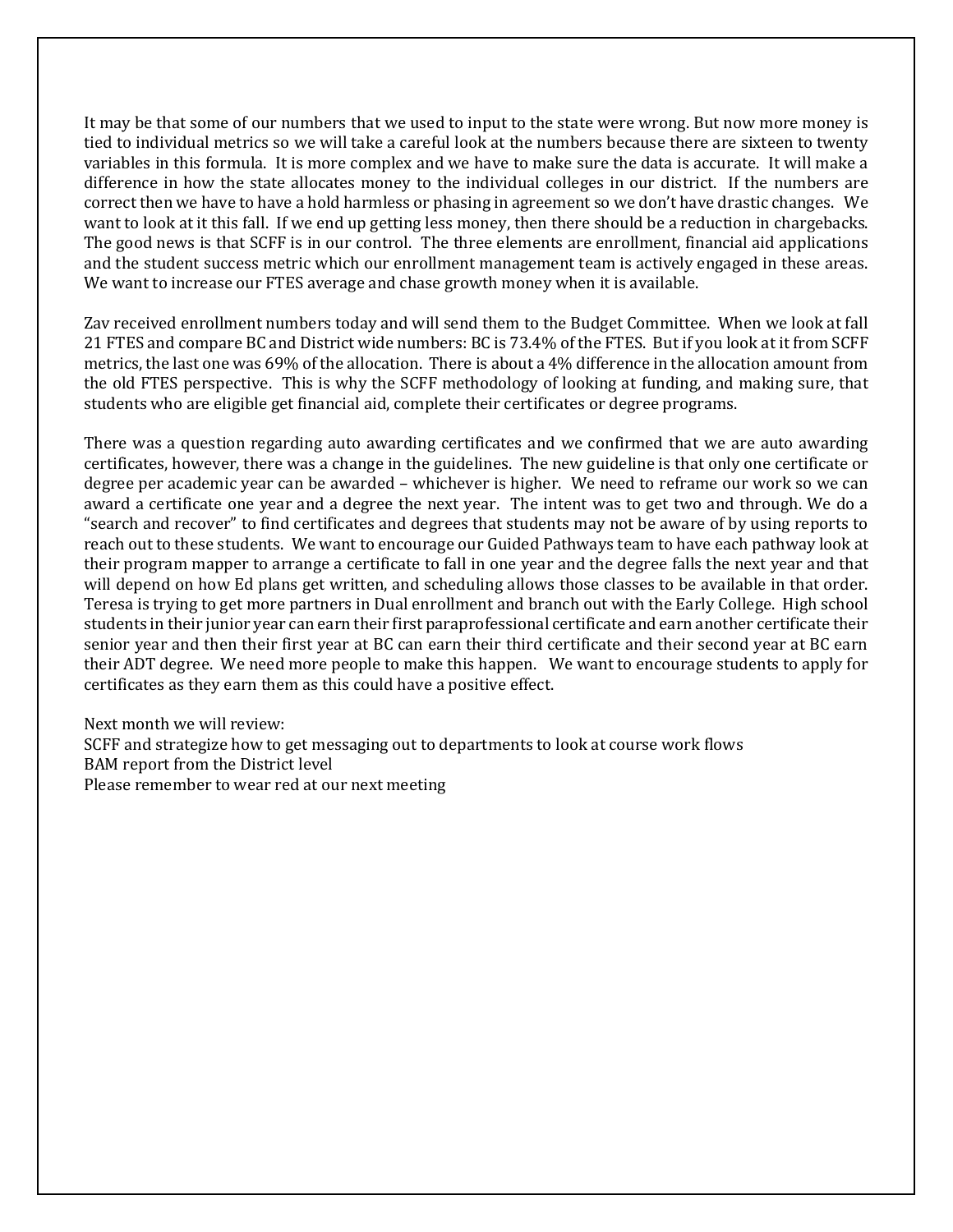It may be that some of our numbers that we used to input to the state were wrong. But now more money is tied to individual metrics so we will take a careful look at the numbers because there are sixteen to twenty variables in this formula. It is more complex and we have to make sure the data is accurate. It will make a difference in how the state allocates money to the individual colleges in our district. If the numbers are correct then we have to have a hold harmless or phasing in agreement so we don't have drastic changes. We want to look at it this fall. If we end up getting less money, then there should be a reduction in chargebacks. The good news is that SCFF is in our control. The three elements are enrollment, financial aid applications and the student success metric which our enrollment management team is actively engaged in these areas. We want to increase our FTES average and chase growth money when it is available.

Zav received enrollment numbers today and will send them to the Budget Committee. When we look at fall 21 FTES and compare BC and District wide numbers: BC is 73.4% of the FTES. But if you look at it from SCFF metrics, the last one was 69% of the allocation. There is about a 4% difference in the allocation amount from the old FTES perspective. This is why the SCFF methodology of looking at funding, and making sure, that students who are eligible get financial aid, complete their certificates or degree programs.

There was a question regarding auto awarding certificates and we confirmed that we are auto awarding certificates, however, there was a change in the guidelines. The new guideline is that only one certificate or degree per academic year can be awarded – whichever is higher. We need to reframe our work so we can award a certificate one year and a degree the next year. The intent was to get two and through. We do a "search and recover" to find certificates and degrees that students may not be aware of by using reports to reach out to these students. We want to encourage our Guided Pathways team to have each pathway look at their program mapper to arrange a certificate to fall in one year and the degree falls the next year and that will depend on how Ed plans get written, and scheduling allows those classes to be available in that order. Teresa is trying to get more partners in Dual enrollment and branch out with the Early College. High school students in their junior year can earn their first paraprofessional certificate and earn another certificate their senior year and then their first year at BC can earn their third certificate and their second year at BC earn their ADT degree. We need more people to make this happen. We want to encourage students to apply for certificates as they earn them as this could have a positive effect.

Next month we will review:
SCFF and strategize how to get messaging out to departments to look at course work flows
BAM report from the District level
Please remember to wear red at our next meeting